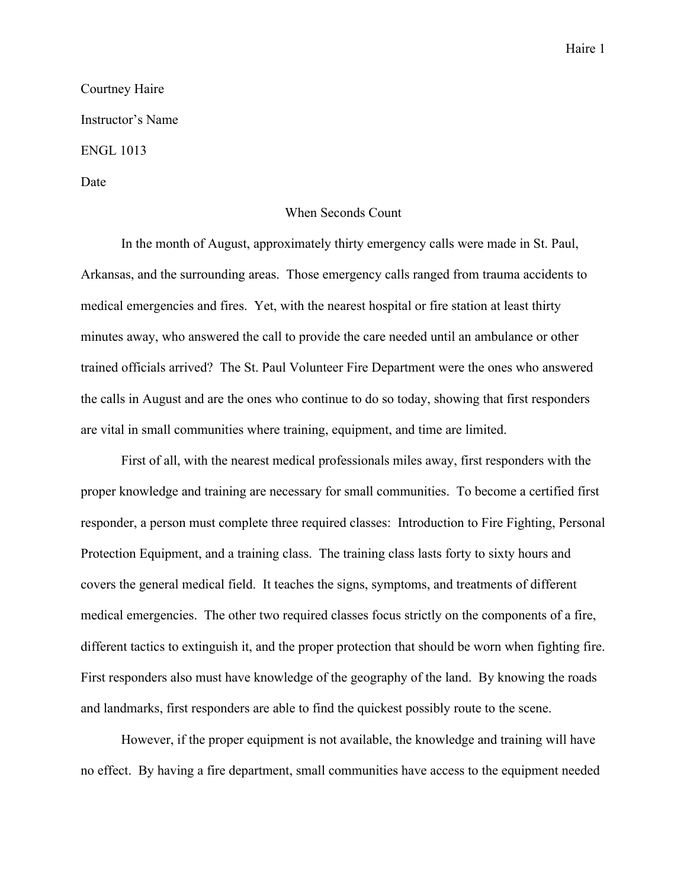Courtney Haire

Instructor's Name

ENGL 1013

Date

# When Seconds Count

In the month of August, approximately thirty emergency calls were made in St. Paul, Arkansas, and the surrounding areas. Those emergency calls ranged from trauma accidents to medical emergencies and fires. Yet, with the nearest hospital or fire station at least thirty minutes away, who answered the call to provide the care needed until an ambulance or other trained officials arrived? The St. Paul Volunteer Fire Department were the ones who answered the calls in August and are the ones who continue to do so today, showing that first responders are vital in small communities where training, equipment, and time are limited.

First of all, with the nearest medical professionals miles away, first responders with the proper knowledge and training are necessary for small communities. To become a certified first responder, a person must complete three required classes: Introduction to Fire Fighting, Personal Protection Equipment, and a training class. The training class lasts forty to sixty hours and covers the general medical field. It teaches the signs, symptoms, and treatments of different medical emergencies. The other two required classes focus strictly on the components of a fire, different tactics to extinguish it, and the proper protection that should be worn when fighting fire. First responders also must have knowledge of the geography of the land. By knowing the roads and landmarks, first responders are able to find the quickest possibly route to the scene.

However, if the proper equipment is not available, the knowledge and training will have no effect. By having a fire department, small communities have access to the equipment needed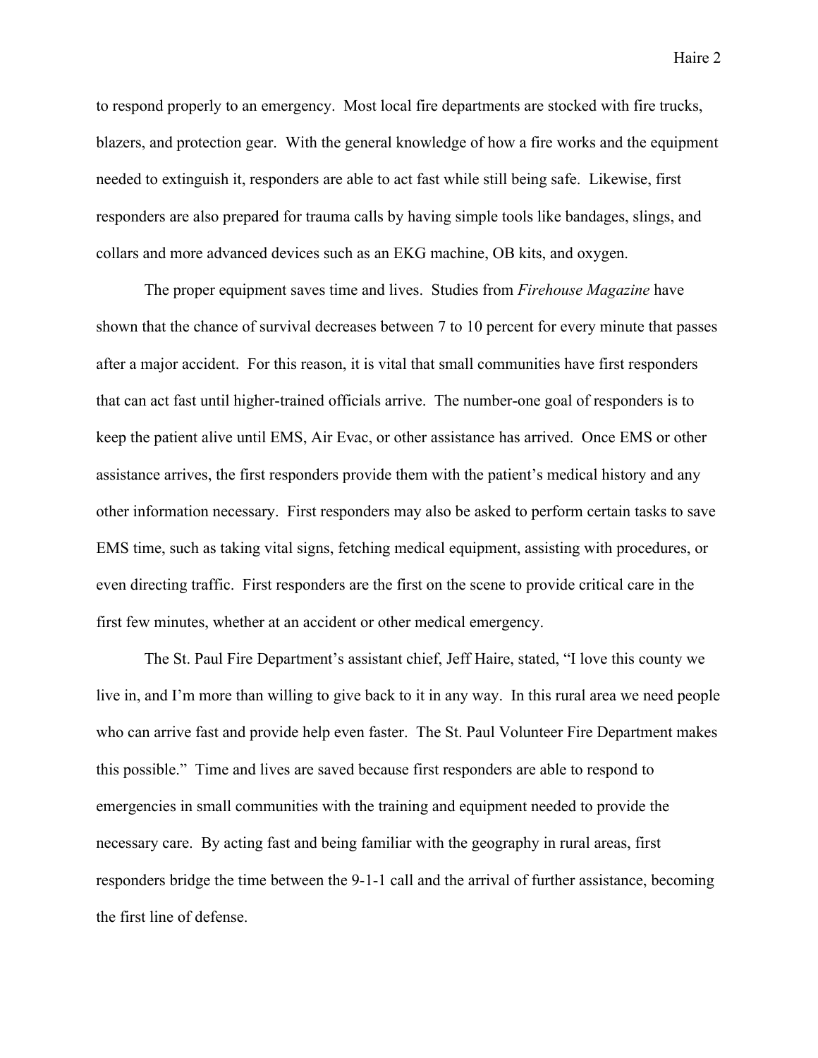to respond properly to an emergency. Most local fire departments are stocked with fire trucks, blazers, and protection gear. With the general knowledge of how a fire works and the equipment needed to extinguish it, responders are able to act fast while still being safe. Likewise, first responders are also prepared for trauma calls by having simple tools like bandages, slings, and collars and more advanced devices such as an EKG machine, OB kits, and oxygen.

The proper equipment saves time and lives. Studies from *Firehouse Magazine* have shown that the chance of survival decreases between 7 to 10 percent for every minute that passes after a major accident. For this reason, it is vital that small communities have first responders that can act fast until higher-trained officials arrive. The number-one goal of responders is to keep the patient alive until EMS, Air Evac, or other assistance has arrived. Once EMS or other assistance arrives, the first responders provide them with the patient's medical history and any other information necessary. First responders may also be asked to perform certain tasks to save EMS time, such as taking vital signs, fetching medical equipment, assisting with procedures, or even directing traffic. First responders are the first on the scene to provide critical care in the first few minutes, whether at an accident or other medical emergency.

The St. Paul Fire Department's assistant chief, Jeff Haire, stated, "I love this county we live in, and I'm more than willing to give back to it in any way. In this rural area we need people who can arrive fast and provide help even faster. The St. Paul Volunteer Fire Department makes this possible." Time and lives are saved because first responders are able to respond to emergencies in small communities with the training and equipment needed to provide the necessary care. By acting fast and being familiar with the geography in rural areas, first responders bridge the time between the 9-1-1 call and the arrival of further assistance, becoming the first line of defense.